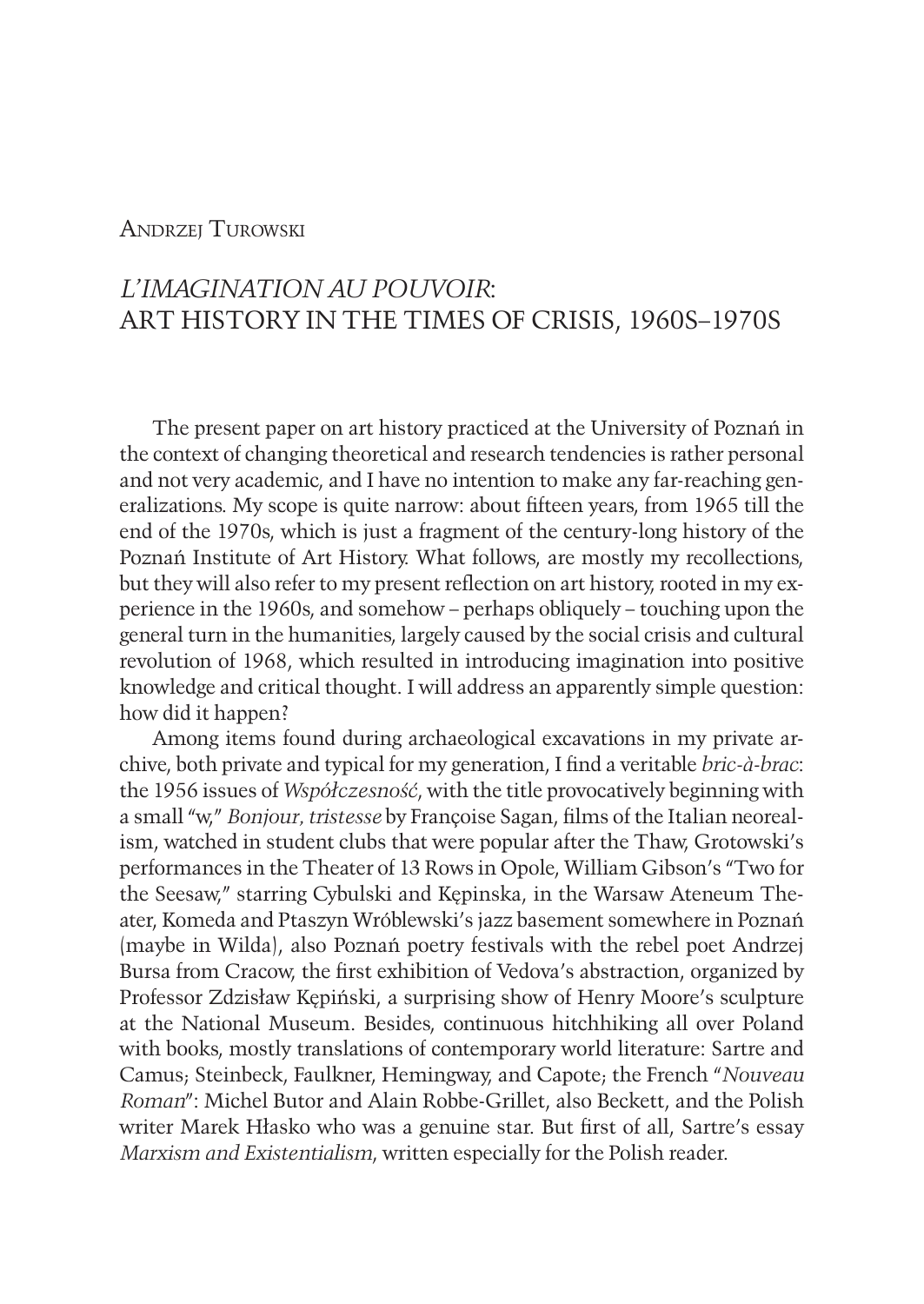Andrzej Turowski

# *L'IMAGINATION AU POUVOIR*: ART HISTORY IN THE TIMES OF CRISIS, 1960S–1970S

The present paper on art history practiced at the University of Poznań in the context of changing theoretical and research tendencies is rather personal and not very academic, and I have no intention to make any far-reaching generalizations. My scope is quite narrow: about fifteen years, from 1965 till the end of the 1970s, which is just a fragment of the century-long history of the Poznań Institute of Art History. What follows, are mostly my recollections, but they will also refer to my present reflection on art history, rooted in my experience in the 1960s, and somehow – perhaps obliquely – touching upon the general turn in the humanities, largely caused by the social crisis and cultural revolution of 1968, which resulted in introducing imagination into positive knowledge and critical thought. I will address an apparently simple question: how did it happen?

Among items found during archaeological excavations in my private archive, both private and typical for my generation, I find a veritable *bric-à-brac*: the 1956 issues of *Współczesność*, with the title provocatively beginning with a small "w," *Bonjour, tristesse* by Françoise Sagan, films of the Italian neorealism, watched in student clubs that were popular after the Thaw, Grotowski's performances in the Theater of 13 Rows in Opole, William Gibson's "Two for the Seesaw," starring Cybulski and Kępinska, in the Warsaw Ateneum Theater, Komeda and Ptaszyn Wróblewski's jazz basement somewhere in Poznań (maybe in Wilda), also Poznań poetry festivals with the rebel poet Andrzej Bursa from Cracow, the first exhibition of Vedova's abstraction, organized by Professor Zdzisław Kępiński, a surprising show of Henry Moore's sculpture at the National Museum. Besides, continuous hitchhiking all over Poland with books, mostly translations of contemporary world literature: Sartre and Camus; Steinbeck, Faulkner, Hemingway, and Capote; the French "*Nouveau Roman*": Michel Butor and Alain Robbe-Grillet, also Beckett, and the Polish writer Marek Hłasko who was a genuine star. But first of all, Sartre's essay *Marxism and Existentialism*, written especially for the Polish reader.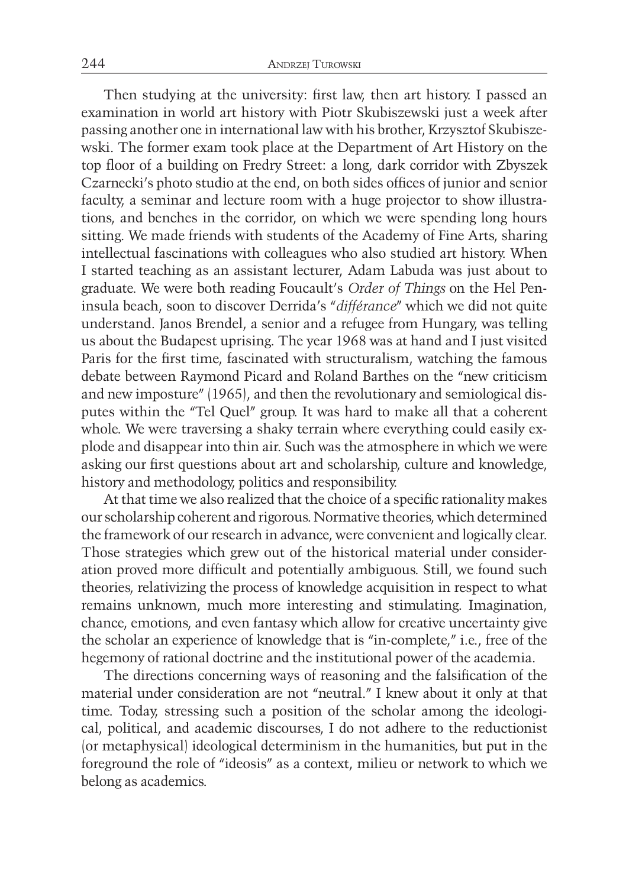Then studying at the university: first law, then art history. I passed an examination in world art history with Piotr Skubiszewski just a week after passing another one in international law with his brother, Krzysztof Skubiszewski. The former exam took place at the Department of Art History on the top floor of a building on Fredry Street: a long, dark corridor with Zbyszek Czarnecki's photo studio at the end, on both sides offices of junior and senior faculty, a seminar and lecture room with a huge projector to show illustrations, and benches in the corridor, on which we were spending long hours sitting. We made friends with students of the Academy of Fine Arts, sharing intellectual fascinations with colleagues who also studied art history. When I started teaching as an assistant lecturer, Adam Labuda was just about to graduate. We were both reading Foucault's *Order of Things* on the Hel Peninsula beach, soon to discover Derrida's "*différance*" which we did not quite understand. Janos Brendel, a senior and a refugee from Hungary, was telling us about the Budapest uprising. The year 1968 was at hand and I just visited Paris for the first time, fascinated with structuralism, watching the famous debate between Raymond Picard and Roland Barthes on the "new criticism and new imposture" (1965), and then the revolutionary and semiological disputes within the "Tel Quel" group. It was hard to make all that a coherent whole. We were traversing a shaky terrain where everything could easily explode and disappear into thin air. Such was the atmosphere in which we were asking our first questions about art and scholarship, culture and knowledge, history and methodology, politics and responsibility.

At that time we also realized that the choice of a specific rationality makes our scholarship coherent and rigorous. Normative theories, which determined the framework of our research in advance, were convenient and logically clear. Those strategies which grew out of the historical material under consideration proved more difficult and potentially ambiguous. Still, we found such theories, relativizing the process of knowledge acquisition in respect to what remains unknown, much more interesting and stimulating. Imagination, chance, emotions, and even fantasy which allow for creative uncertainty give the scholar an experience of knowledge that is "in-complete," i.e., free of the hegemony of rational doctrine and the institutional power of the academia.

The directions concerning ways of reasoning and the falsification of the material under consideration are not "neutral." I knew about it only at that time. Today, stressing such a position of the scholar among the ideological, political, and academic discourses, I do not adhere to the reductionist (or metaphysical) ideological determinism in the humanities, but put in the foreground the role of "ideosis" as a context, milieu or network to which we belong as academics.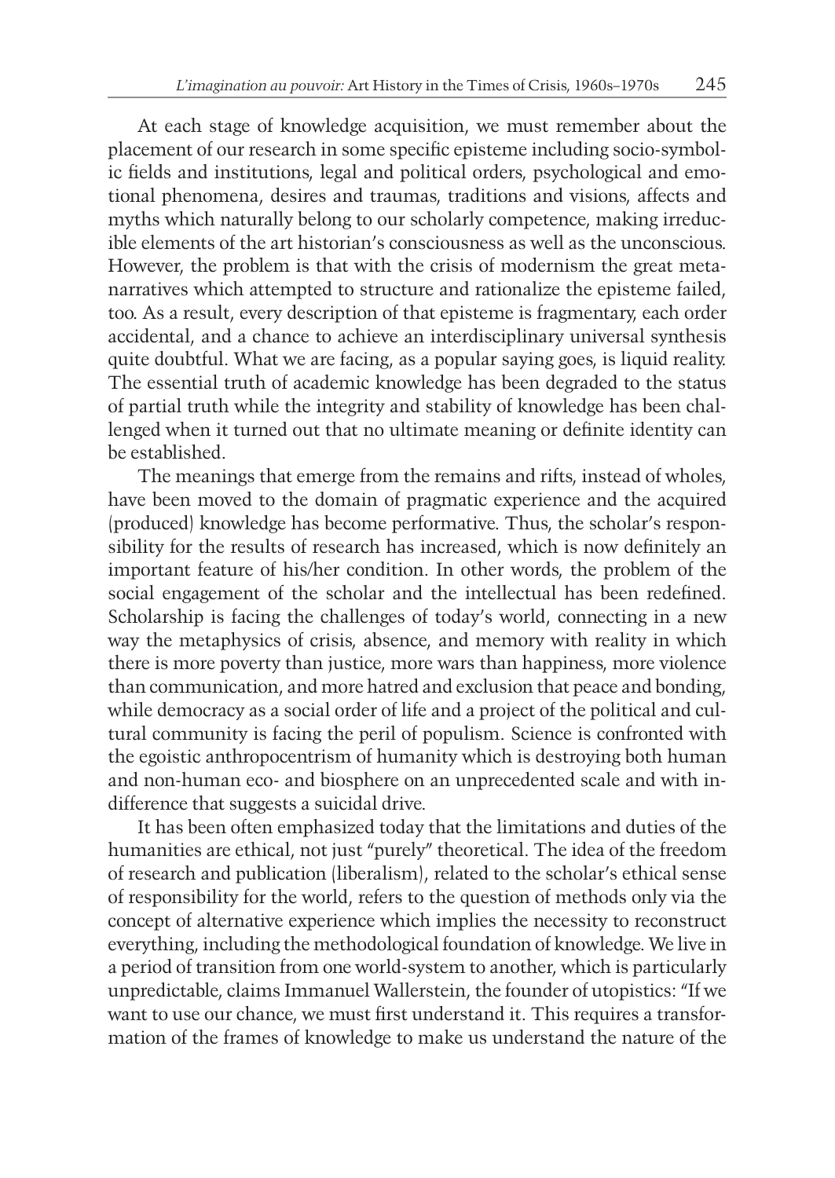At each stage of knowledge acquisition, we must remember about the placement of our research in some specific episteme including socio-symbolic fields and institutions, legal and political orders, psychological and emotional phenomena, desires and traumas, traditions and visions, affects and myths which naturally belong to our scholarly competence, making irreducible elements of the art historian's consciousness as well as the unconscious. However, the problem is that with the crisis of modernism the great metanarratives which attempted to structure and rationalize the episteme failed, too. As a result, every description of that episteme is fragmentary, each order accidental, and a chance to achieve an interdisciplinary universal synthesis quite doubtful. What we are facing, as a popular saying goes, is liquid reality. The essential truth of academic knowledge has been degraded to the status of partial truth while the integrity and stability of knowledge has been challenged when it turned out that no ultimate meaning or definite identity can be established.

The meanings that emerge from the remains and rifts, instead of wholes, have been moved to the domain of pragmatic experience and the acquired (produced) knowledge has become performative. Thus, the scholar's responsibility for the results of research has increased, which is now definitely an important feature of his/her condition. In other words, the problem of the social engagement of the scholar and the intellectual has been redefined. Scholarship is facing the challenges of today's world, connecting in a new way the metaphysics of crisis, absence, and memory with reality in which there is more poverty than justice, more wars than happiness, more violence than communication, and more hatred and exclusion that peace and bonding, while democracy as a social order of life and a project of the political and cultural community is facing the peril of populism. Science is confronted with the egoistic anthropocentrism of humanity which is destroying both human and non-human eco- and biosphere on an unprecedented scale and with indifference that suggests a suicidal drive.

It has been often emphasized today that the limitations and duties of the humanities are ethical, not just "purely" theoretical. The idea of the freedom of research and publication (liberalism), related to the scholar's ethical sense of responsibility for the world, refers to the question of methods only via the concept of alternative experience which implies the necessity to reconstruct everything, including the methodological foundation of knowledge. We live in a period of transition from one world-system to another, which is particularly unpredictable, claims Immanuel Wallerstein, the founder of utopistics: "If we want to use our chance, we must first understand it. This requires a transformation of the frames of knowledge to make us understand the nature of the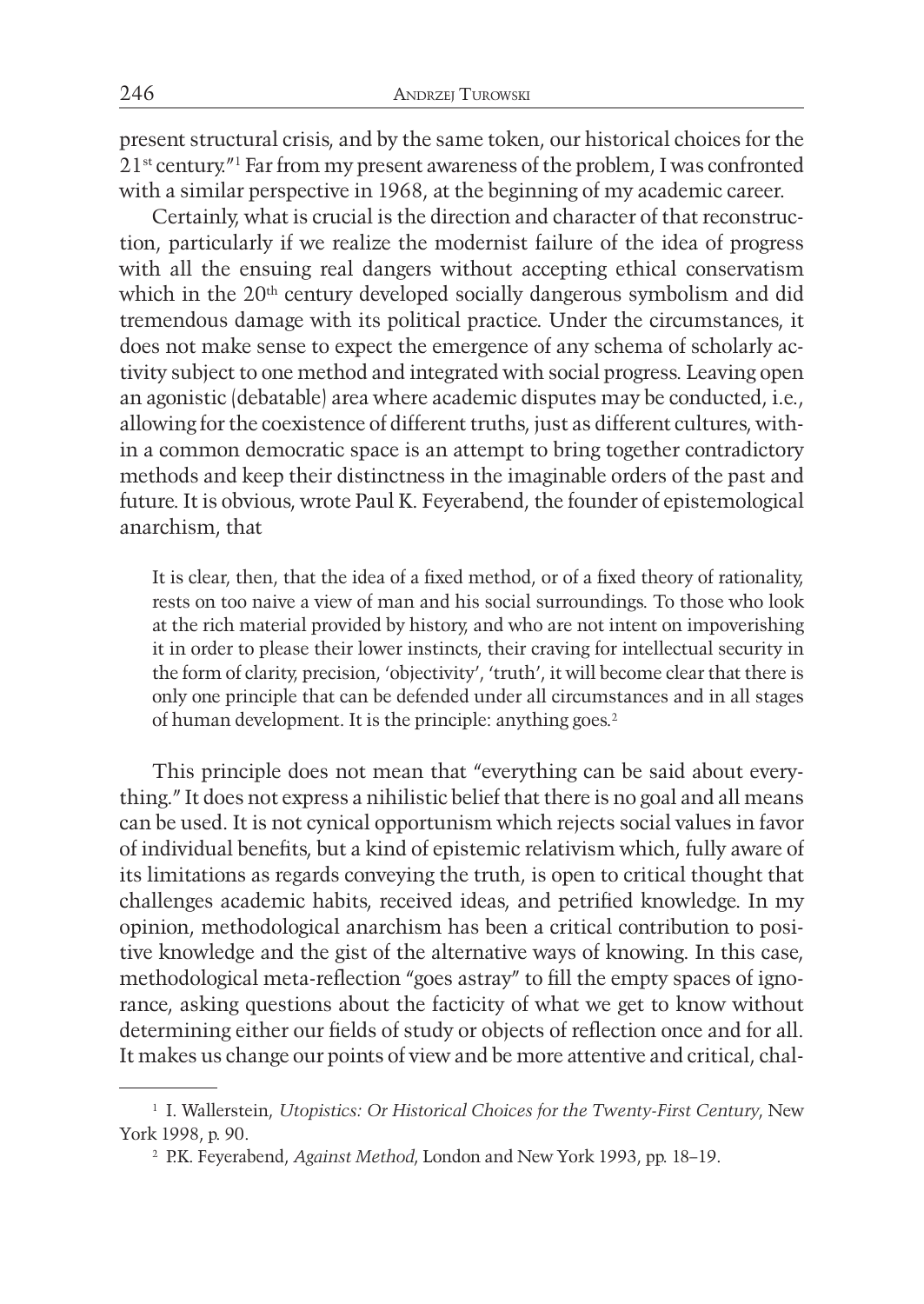present structural crisis, and by the same token, our historical choices for the 21st century."[1] Far from my present awareness of the problem, I was confronted with a similar perspective in 1968, at the beginning of my academic career.

Certainly, what is crucial is the direction and character of that reconstruction, particularly if we realize the modernist failure of the idea of progress with all the ensuing real dangers without accepting ethical conservatism which in the 20th century developed socially dangerous symbolism and did tremendous damage with its political practice. Under the circumstances, it does not make sense to expect the emergence of any schema of scholarly activity subject to one method and integrated with social progress. Leaving open an agonistic (debatable) area where academic disputes may be conducted, i.e., allowing for the coexistence of different truths, just as different cultures, within a common democratic space is an attempt to bring together contradictory methods and keep their distinctness in the imaginable orders of the past and future. It is obvious, wrote Paul K. Feyerabend, the founder of epistemological anarchism, that

> It is clear, then, that the idea of a fixed method, or of a fixed theory of rationality, rests on too naive a view of man and his social surroundings. To those who look at the rich material provided by history, and who are not intent on impoverishing it in order to please their lower instincts, their craving for intellectual security in the form of clarity, precision, 'objectivity', 'truth', it will become clear that there is only one principle that can be defended under all circumstances and in all stages of human development. It is the principle: anything goes.[2]

This principle does not mean that "everything can be said about everything." It does not express a nihilistic belief that there is no goal and all means can be used. It is not cynical opportunism which rejects social values in favor of individual benefits, but a kind of epistemic relativism which, fully aware of its limitations as regards conveying the truth, is open to critical thought that challenges academic habits, received ideas, and petrified knowledge. In my opinion, methodological anarchism has been a critical contribution to positive knowledge and the gist of the alternative ways of knowing. In this case, methodological meta-reflection "goes astray" to fill the empty spaces of ignorance, asking questions about the facticity of what we get to know without determining either our fields of study or objects of reflection once and for all. It makes us change our points of view and be more attentive and critical, chal-

---

[1] I. Wallerstein, *Utopistics: Or Historical Choices for the Twenty-First Century*, New York 1998, p. 90.

[2] P.K. Feyerabend, *Against Method*, London and New York 1993, pp. 18–19.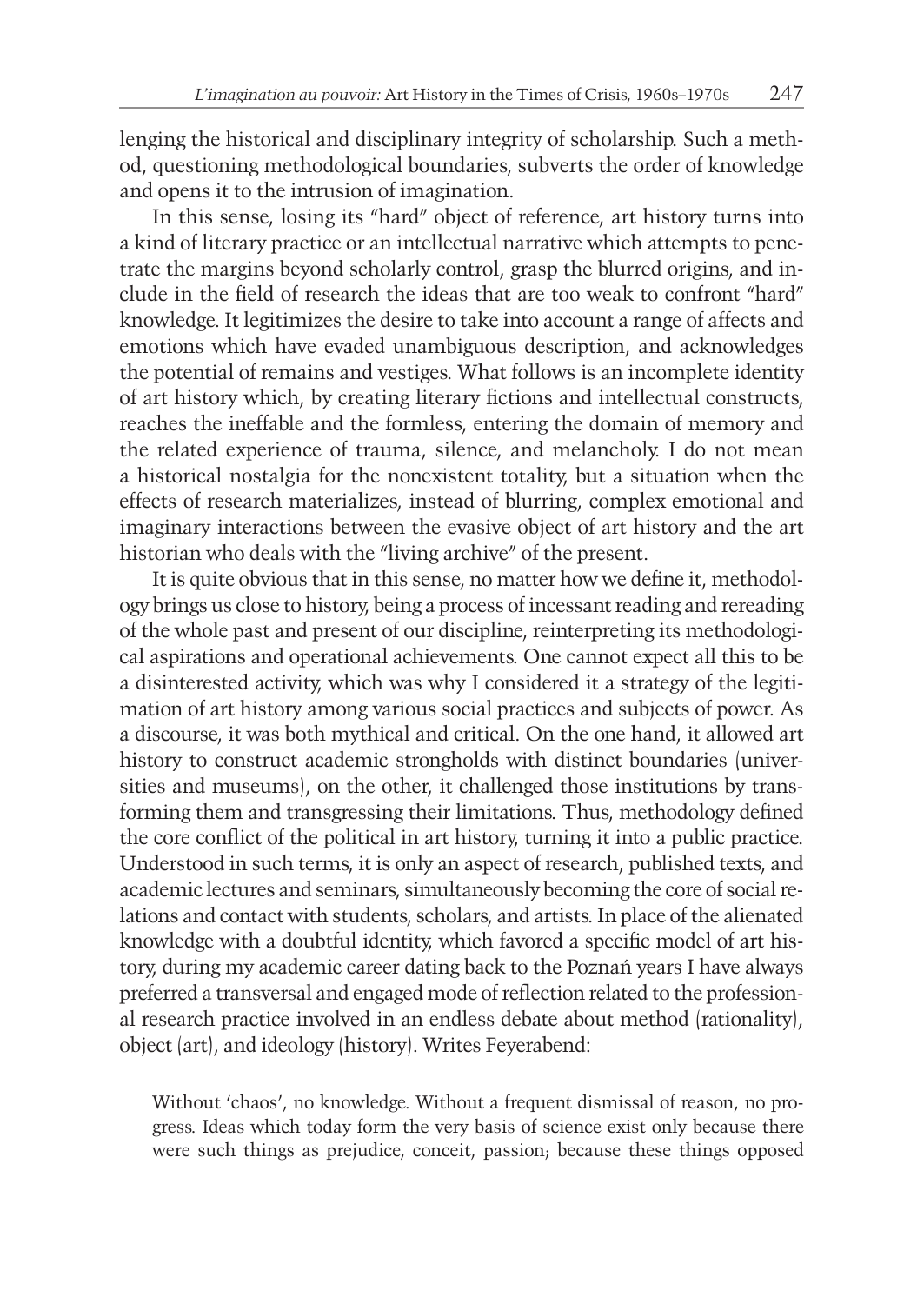lenging the historical and disciplinary integrity of scholarship. Such a method, questioning methodological boundaries, subverts the order of knowledge and opens it to the intrusion of imagination.

In this sense, losing its "hard" object of reference, art history turns into a kind of literary practice or an intellectual narrative which attempts to penetrate the margins beyond scholarly control, grasp the blurred origins, and include in the field of research the ideas that are too weak to confront "hard" knowledge. It legitimizes the desire to take into account a range of affects and emotions which have evaded unambiguous description, and acknowledges the potential of remains and vestiges. What follows is an incomplete identity of art history which, by creating literary fictions and intellectual constructs, reaches the ineffable and the formless, entering the domain of memory and the related experience of trauma, silence, and melancholy. I do not mean a historical nostalgia for the nonexistent totality, but a situation when the effects of research materializes, instead of blurring, complex emotional and imaginary interactions between the evasive object of art history and the art historian who deals with the "living archive" of the present.

It is quite obvious that in this sense, no matter how we define it, methodology brings us close to history, being a process of incessant reading and rereading of the whole past and present of our discipline, reinterpreting its methodological aspirations and operational achievements. One cannot expect all this to be a disinterested activity, which was why I considered it a strategy of the legitimation of art history among various social practices and subjects of power. As a discourse, it was both mythical and critical. On the one hand, it allowed art history to construct academic strongholds with distinct boundaries (universities and museums), on the other, it challenged those institutions by transforming them and transgressing their limitations. Thus, methodology defined the core conflict of the political in art history, turning it into a public practice. Understood in such terms, it is only an aspect of research, published texts, and academic lectures and seminars, simultaneously becoming the core of social relations and contact with students, scholars, and artists. In place of the alienated knowledge with a doubtful identity, which favored a specific model of art history, during my academic career dating back to the Poznań years I have always preferred a transversal and engaged mode of reflection related to the professional research practice involved in an endless debate about method (rationality), object (art), and ideology (history). Writes Feyerabend:

> Without 'chaos', no knowledge. Without a frequent dismissal of reason, no progress. Ideas which today form the very basis of science exist only because there were such things as prejudice, conceit, passion; because these things opposed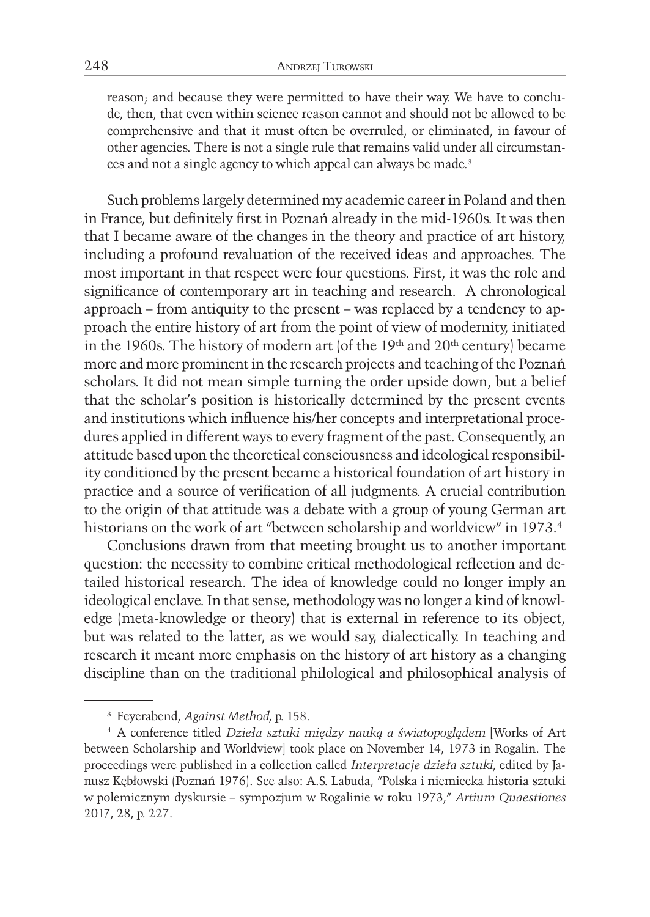> reason; and because they were permitted to have their way. We have to conclude, then, that even within science reason cannot and should not be allowed to be comprehensive and that it must often be overruled, or eliminated, in favour of other agencies. There is not a single rule that remains valid under all circumstances and not a single agency to which appeal can always be made.[3]

Such problems largely determined my academic career in Poland and then in France, but definitely first in Poznań already in the mid-1960s. It was then that I became aware of the changes in the theory and practice of art history, including a profound revaluation of the received ideas and approaches. The most important in that respect were four questions. First, it was the role and significance of contemporary art in teaching and research. A chronological approach – from antiquity to the present – was replaced by a tendency to approach the entire history of art from the point of view of modernity, initiated in the 1960s. The history of modern art (of the 19th and 20th century) became more and more prominent in the research projects and teaching of the Poznań scholars. It did not mean simple turning the order upside down, but a belief that the scholar's position is historically determined by the present events and institutions which influence his/her concepts and interpretational procedures applied in different ways to every fragment of the past. Consequently, an attitude based upon the theoretical consciousness and ideological responsibility conditioned by the present became a historical foundation of art history in practice and a source of verification of all judgments. A crucial contribution to the origin of that attitude was a debate with a group of young German art historians on the work of art "between scholarship and worldview" in 1973.[4]

Conclusions drawn from that meeting brought us to another important question: the necessity to combine critical methodological reflection and detailed historical research. The idea of knowledge could no longer imply an ideological enclave. In that sense, methodology was no longer a kind of knowledge (meta-knowledge or theory) that is external in reference to its object, but was related to the latter, as we would say, dialectically. In teaching and research it meant more emphasis on the history of art history as a changing discipline than on the traditional philological and philosophical analysis of

---

[3] Feyerabend, *Against Method*, p. 158.

[4] A conference titled *Dzieła sztuki między nauką a światopoglądem* [Works of Art between Scholarship and Worldview] took place on November 14, 1973 in Rogalin. The proceedings were published in a collection called *Interpretacje dzieła sztuki*, edited by Janusz Kębłowski (Poznań 1976). See also: A.S. Labuda, "Polska i niemiecka historia sztuki w polemicznym dyskursie – sympozjum w Rogalinie w roku 1973," *Artium Quaestiones* 2017, 28, p. 227.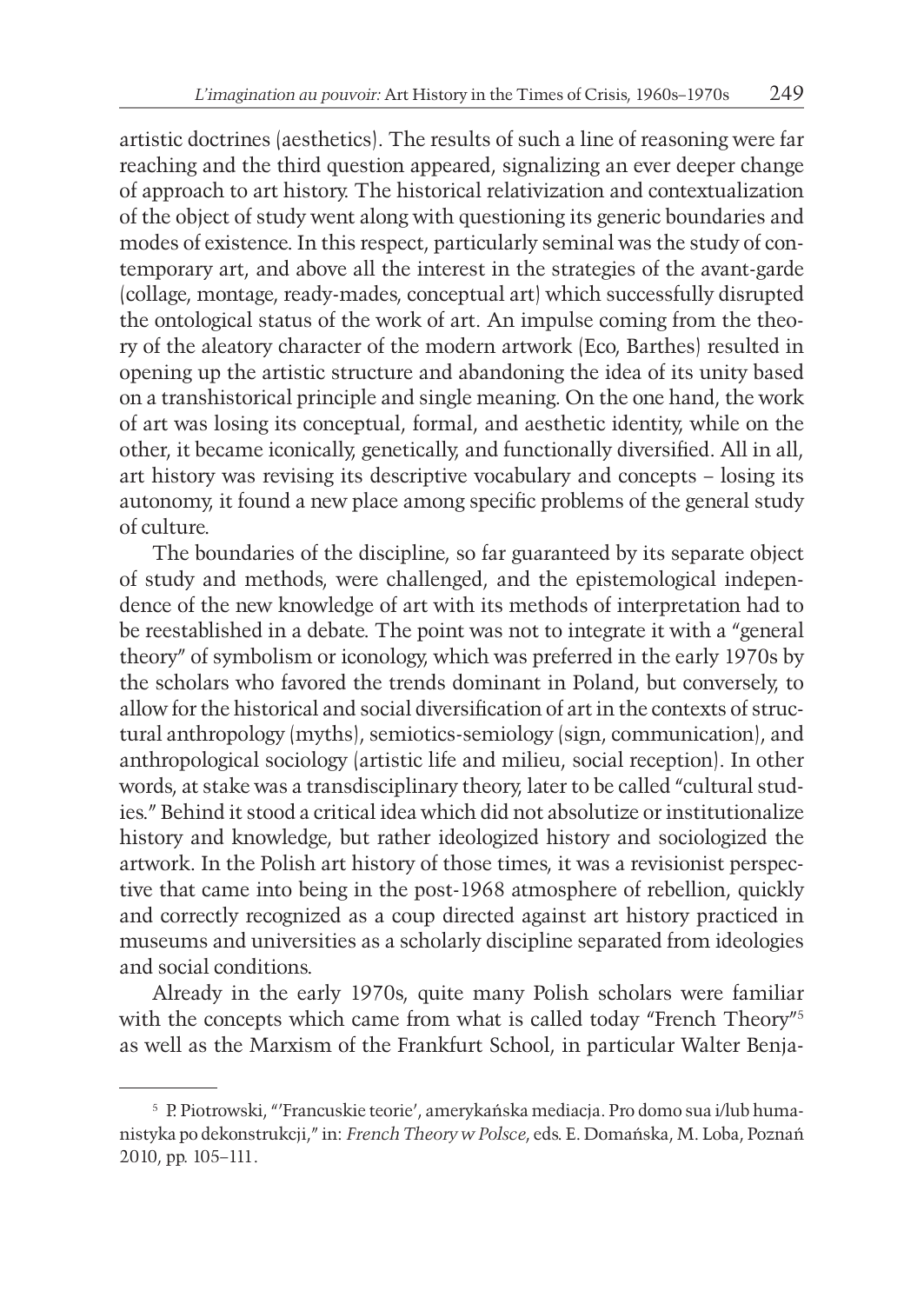artistic doctrines (aesthetics). The results of such a line of reasoning were far reaching and the third question appeared, signalizing an ever deeper change of approach to art history. The historical relativization and contextualization of the object of study went along with questioning its generic boundaries and modes of existence. In this respect, particularly seminal was the study of contemporary art, and above all the interest in the strategies of the avant-garde (collage, montage, ready-mades, conceptual art) which successfully disrupted the ontological status of the work of art. An impulse coming from the theory of the aleatory character of the modern artwork (Eco, Barthes) resulted in opening up the artistic structure and abandoning the idea of its unity based on a transhistorical principle and single meaning. On the one hand, the work of art was losing its conceptual, formal, and aesthetic identity, while on the other, it became iconically, genetically, and functionally diversified. All in all, art history was revising its descriptive vocabulary and concepts – losing its autonomy, it found a new place among specific problems of the general study of culture.

The boundaries of the discipline, so far guaranteed by its separate object of study and methods, were challenged, and the epistemological independence of the new knowledge of art with its methods of interpretation had to be reestablished in a debate. The point was not to integrate it with a "general theory" of symbolism or iconology, which was preferred in the early 1970s by the scholars who favored the trends dominant in Poland, but conversely, to allow for the historical and social diversification of art in the contexts of structural anthropology (myths), semiotics-semiology (sign, communication), and anthropological sociology (artistic life and milieu, social reception). In other words, at stake was a transdisciplinary theory, later to be called "cultural studies." Behind it stood a critical idea which did not absolutize or institutionalize history and knowledge, but rather ideologized history and sociologized the artwork. In the Polish art history of those times, it was a revisionist perspective that came into being in the post-1968 atmosphere of rebellion, quickly and correctly recognized as a coup directed against art history practiced in museums and universities as a scholarly discipline separated from ideologies and social conditions.

Already in the early 1970s, quite many Polish scholars were familiar with the concepts which came from what is called today "French Theory"[5] as well as the Marxism of the Frankfurt School, in particular Walter Benja-

[5] P. Piotrowski, "'Francuskie teorie', amerykańska mediacja. Pro domo sua i/lub humanistyka po dekonstrukcji," in: *French Theory w Polsce*, eds. E. Domańska, M. Loba, Poznań 2010, pp. 105–111.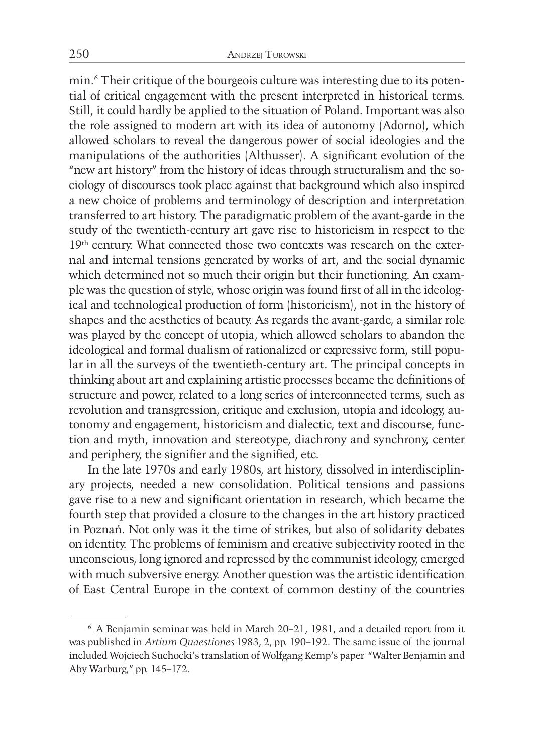min.[6] Their critique of the bourgeois culture was interesting due to its potential of critical engagement with the present interpreted in historical terms. Still, it could hardly be applied to the situation of Poland. Important was also the role assigned to modern art with its idea of autonomy (Adorno), which allowed scholars to reveal the dangerous power of social ideologies and the manipulations of the authorities (Althusser). A significant evolution of the "new art history" from the history of ideas through structuralism and the sociology of discourses took place against that background which also inspired a new choice of problems and terminology of description and interpretation transferred to art history. The paradigmatic problem of the avant-garde in the study of the twentieth-century art gave rise to historicism in respect to the 19th century. What connected those two contexts was research on the external and internal tensions generated by works of art, and the social dynamic which determined not so much their origin but their functioning. An example was the question of style, whose origin was found first of all in the ideological and technological production of form (historicism), not in the history of shapes and the aesthetics of beauty. As regards the avant-garde, a similar role was played by the concept of utopia, which allowed scholars to abandon the ideological and formal dualism of rationalized or expressive form, still popular in all the surveys of the twentieth-century art. The principal concepts in thinking about art and explaining artistic processes became the definitions of structure and power, related to a long series of interconnected terms, such as revolution and transgression, critique and exclusion, utopia and ideology, autonomy and engagement, historicism and dialectic, text and discourse, function and myth, innovation and stereotype, diachrony and synchrony, center and periphery, the signifier and the signified, etc.

In the late 1970s and early 1980s, art history, dissolved in interdisciplinary projects, needed a new consolidation. Political tensions and passions gave rise to a new and significant orientation in research, which became the fourth step that provided a closure to the changes in the art history practiced in Poznań. Not only was it the time of strikes, but also of solidarity debates on identity. The problems of feminism and creative subjectivity rooted in the unconscious, long ignored and repressed by the communist ideology, emerged with much subversive energy. Another question was the artistic identification of East Central Europe in the context of common destiny of the countries

---

[6] A Benjamin seminar was held in March 20–21, 1981, and a detailed report from it was published in *Artium Quaestiones* 1983, 2, pp. 190–192. The same issue of the journal included Wojciech Suchocki's translation of Wolfgang Kemp's paper "Walter Benjamin and Aby Warburg," pp. 145–172.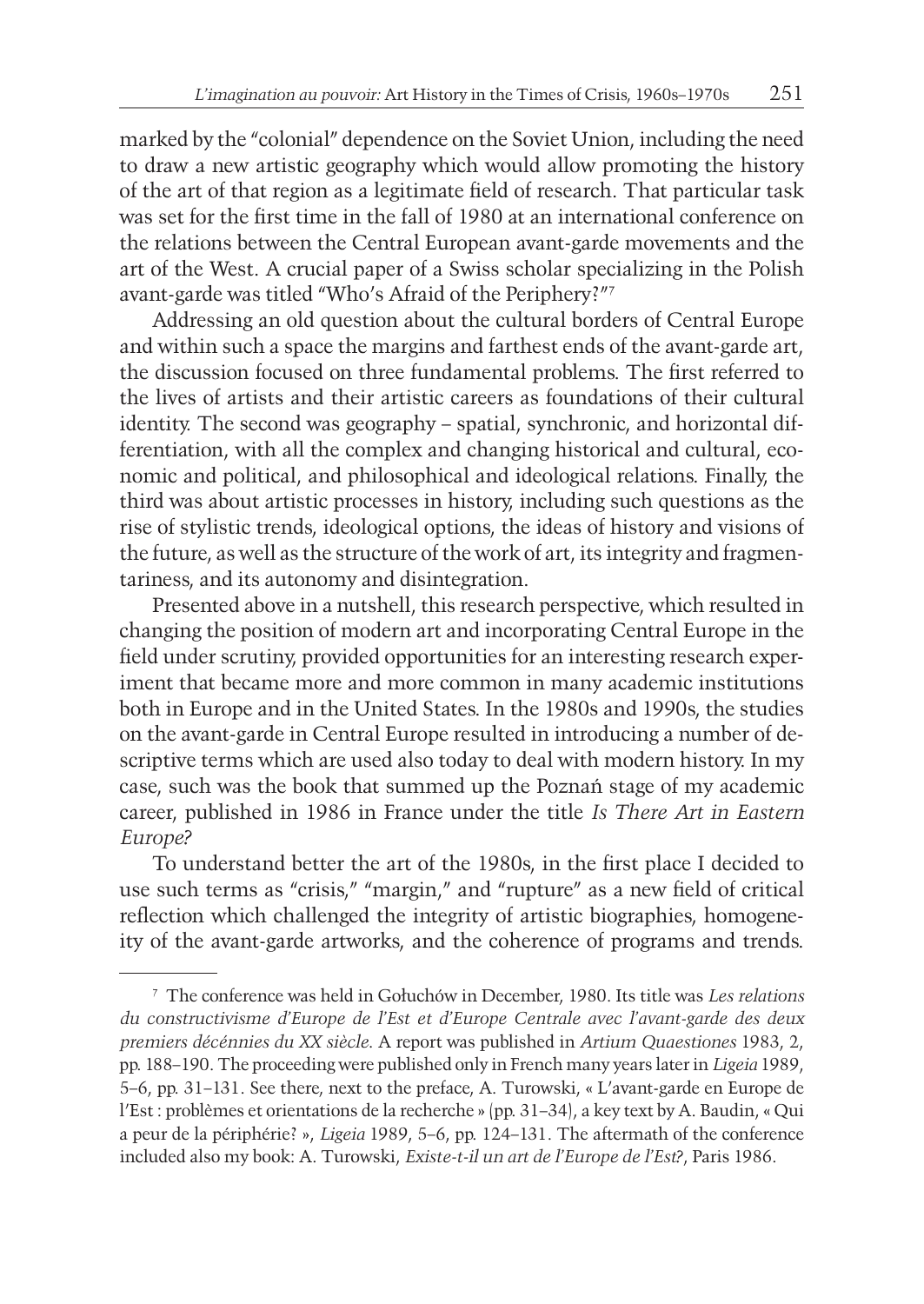marked by the "colonial" dependence on the Soviet Union, including the need to draw a new artistic geography which would allow promoting the history of the art of that region as a legitimate field of research. That particular task was set for the first time in the fall of 1980 at an international conference on the relations between the Central European avant-garde movements and the art of the West. A crucial paper of a Swiss scholar specializing in the Polish avant-garde was titled "Who's Afraid of the Periphery?"[7]

Addressing an old question about the cultural borders of Central Europe and within such a space the margins and farthest ends of the avant-garde art, the discussion focused on three fundamental problems. The first referred to the lives of artists and their artistic careers as foundations of their cultural identity. The second was geography – spatial, synchronic, and horizontal differentiation, with all the complex and changing historical and cultural, economic and political, and philosophical and ideological relations. Finally, the third was about artistic processes in history, including such questions as the rise of stylistic trends, ideological options, the ideas of history and visions of the future, as well as the structure of the work of art, its integrity and fragmentariness, and its autonomy and disintegration.

Presented above in a nutshell, this research perspective, which resulted in changing the position of modern art and incorporating Central Europe in the field under scrutiny, provided opportunities for an interesting research experiment that became more and more common in many academic institutions both in Europe and in the United States. In the 1980s and 1990s, the studies on the avant-garde in Central Europe resulted in introducing a number of descriptive terms which are used also today to deal with modern history. In my case, such was the book that summed up the Poznań stage of my academic career, published in 1986 in France under the title *Is There Art in Eastern Europe?*

To understand better the art of the 1980s, in the first place I decided to use such terms as "crisis," "margin," and "rupture" as a new field of critical reflection which challenged the integrity of artistic biographies, homogeneity of the avant-garde artworks, and the coherence of programs and trends.

---

[7] The conference was held in Gołuchów in December, 1980. Its title was *Les relations du constructivisme d'Europe de l'Est et d'Europe Centrale avec l'avant-garde des deux premiers décénnies du XX siècle.* A report was published in *Artium Quaestiones* 1983, 2, pp. 188–190. The proceeding were published only in French many years later in *Ligeia* 1989, 5–6, pp. 31–131. See there, next to the preface, A. Turowski, « L'avant-garde en Europe de l'Est : problèmes et orientations de la recherche » (pp. 31–34), a key text by A. Baudin, « Qui a peur de la périphérie? », *Ligeia* 1989, 5–6, pp. 124–131. The aftermath of the conference included also my book: A. Turowski, *Existe-t-il un art de l'Europe de l'Est?*, Paris 1986.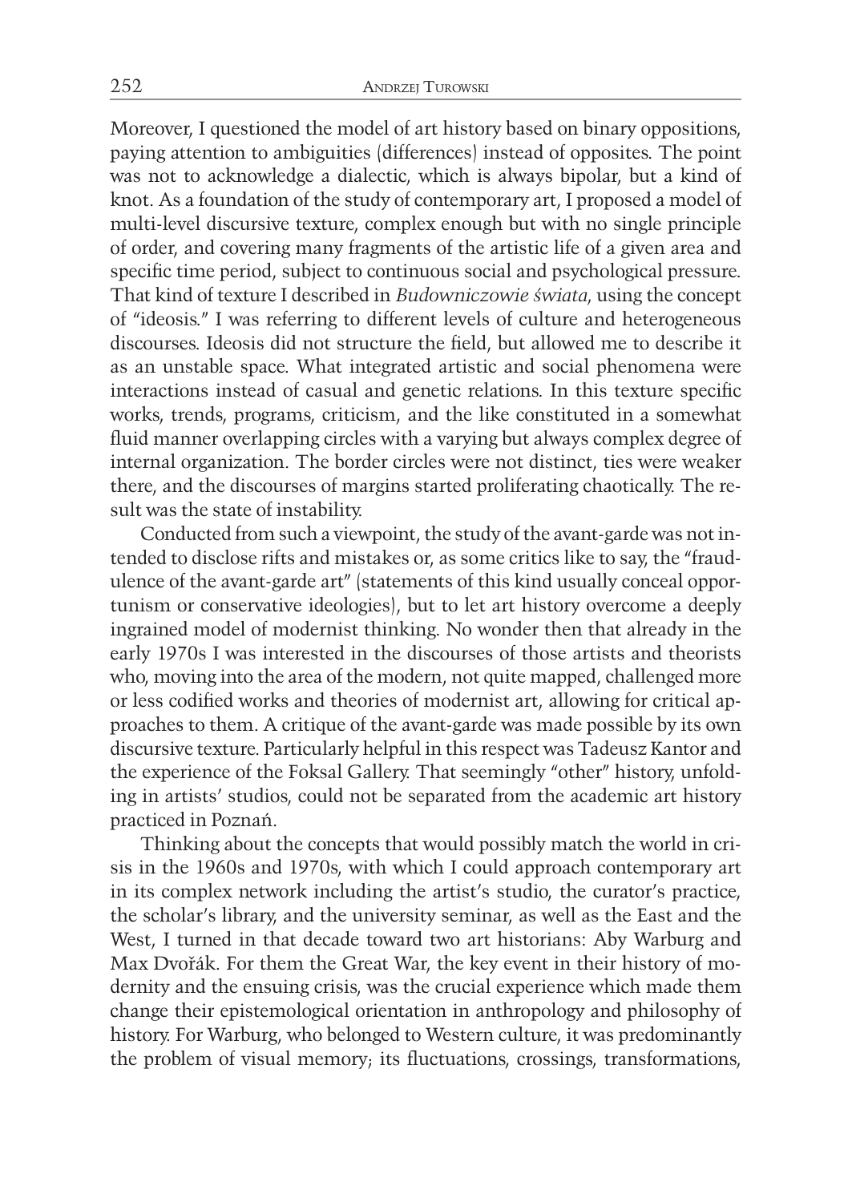Moreover, I questioned the model of art history based on binary oppositions, paying attention to ambiguities (differences) instead of opposites. The point was not to acknowledge a dialectic, which is always bipolar, but a kind of knot. As a foundation of the study of contemporary art, I proposed a model of multi-level discursive texture, complex enough but with no single principle of order, and covering many fragments of the artistic life of a given area and specific time period, subject to continuous social and psychological pressure. That kind of texture I described in *Budowniczowie świata*, using the concept of "ideosis." I was referring to different levels of culture and heterogeneous discourses. Ideosis did not structure the field, but allowed me to describe it as an unstable space. What integrated artistic and social phenomena were interactions instead of casual and genetic relations. In this texture specific works, trends, programs, criticism, and the like constituted in a somewhat fluid manner overlapping circles with a varying but always complex degree of internal organization. The border circles were not distinct, ties were weaker there, and the discourses of margins started proliferating chaotically. The result was the state of instability.

Conducted from such a viewpoint, the study of the avant-garde was not intended to disclose rifts and mistakes or, as some critics like to say, the "fraudulence of the avant-garde art" (statements of this kind usually conceal opportunism or conservative ideologies), but to let art history overcome a deeply ingrained model of modernist thinking. No wonder then that already in the early 1970s I was interested in the discourses of those artists and theorists who, moving into the area of the modern, not quite mapped, challenged more or less codified works and theories of modernist art, allowing for critical approaches to them. A critique of the avant-garde was made possible by its own discursive texture. Particularly helpful in this respect was Tadeusz Kantor and the experience of the Foksal Gallery. That seemingly "other" history, unfolding in artists' studios, could not be separated from the academic art history practiced in Poznań.

Thinking about the concepts that would possibly match the world in crisis in the 1960s and 1970s, with which I could approach contemporary art in its complex network including the artist's studio, the curator's practice, the scholar's library, and the university seminar, as well as the East and the West, I turned in that decade toward two art historians: Aby Warburg and Max Dvořák. For them the Great War, the key event in their history of modernity and the ensuing crisis, was the crucial experience which made them change their epistemological orientation in anthropology and philosophy of history. For Warburg, who belonged to Western culture, it was predominantly the problem of visual memory; its fluctuations, crossings, transformations,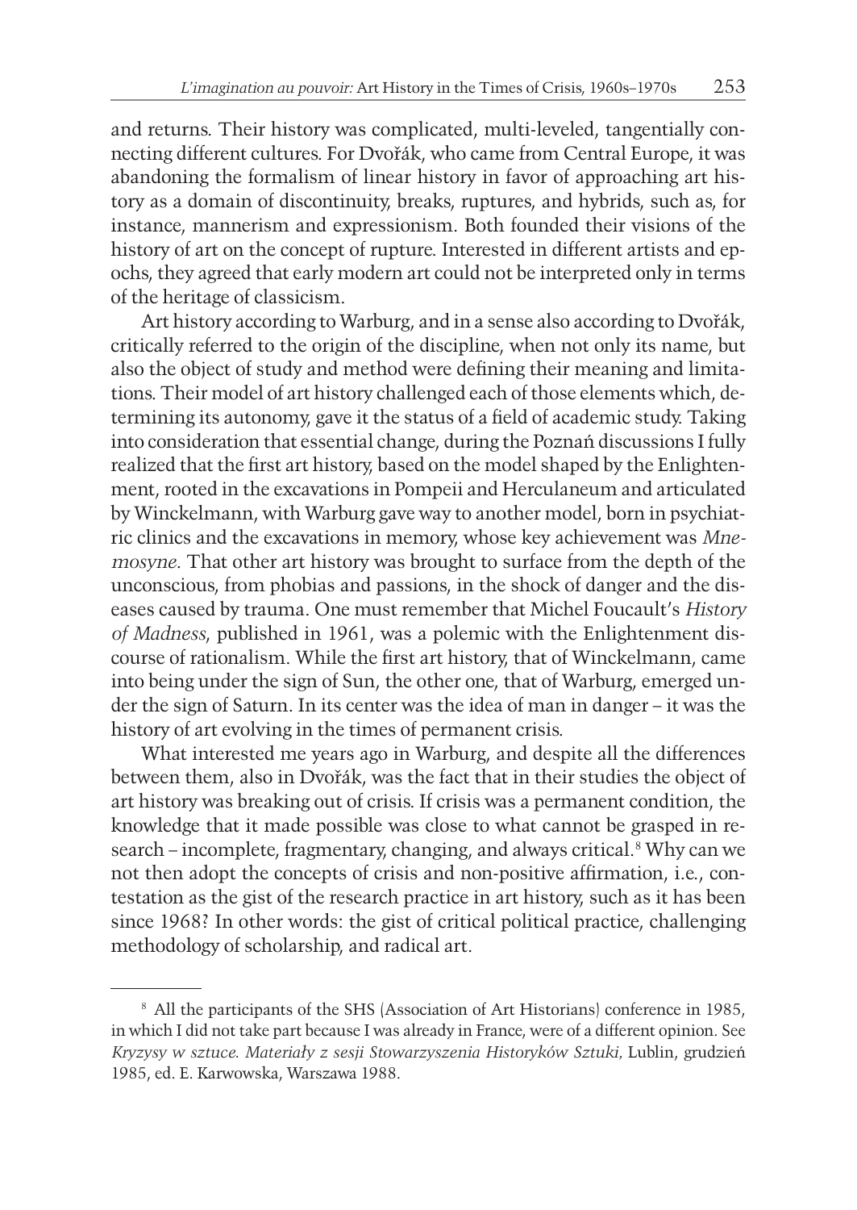and returns. Their history was complicated, multi-leveled, tangentially connecting different cultures. For Dvořák, who came from Central Europe, it was abandoning the formalism of linear history in favor of approaching art history as a domain of discontinuity, breaks, ruptures, and hybrids, such as, for instance, mannerism and expressionism. Both founded their visions of the history of art on the concept of rupture. Interested in different artists and epochs, they agreed that early modern art could not be interpreted only in terms of the heritage of classicism.

Art history according to Warburg, and in a sense also according to Dvořák, critically referred to the origin of the discipline, when not only its name, but also the object of study and method were defining their meaning and limitations. Their model of art history challenged each of those elements which, determining its autonomy, gave it the status of a field of academic study. Taking into consideration that essential change, during the Poznań discussions I fully realized that the first art history, based on the model shaped by the Enlightenment, rooted in the excavations in Pompeii and Herculaneum and articulated by Winckelmann, with Warburg gave way to another model, born in psychiatric clinics and the excavations in memory, whose key achievement was *Mnemosyne*. That other art history was brought to surface from the depth of the unconscious, from phobias and passions, in the shock of danger and the diseases caused by trauma. One must remember that Michel Foucault's *History of Madness*, published in 1961, was a polemic with the Enlightenment discourse of rationalism. While the first art history, that of Winckelmann, came into being under the sign of Sun, the other one, that of Warburg, emerged under the sign of Saturn. In its center was the idea of man in danger – it was the history of art evolving in the times of permanent crisis.

What interested me years ago in Warburg, and despite all the differences between them, also in Dvořák, was the fact that in their studies the object of art history was breaking out of crisis. If crisis was a permanent condition, the knowledge that it made possible was close to what cannot be grasped in research – incomplete, fragmentary, changing, and always critical.[8] Why can we not then adopt the concepts of crisis and non-positive affirmation, i.e., contestation as the gist of the research practice in art history, such as it has been since 1968? In other words: the gist of critical political practice, challenging methodology of scholarship, and radical art.

---

[8] All the participants of the SHS (Association of Art Historians) conference in 1985, in which I did not take part because I was already in France, were of a different opinion. See *Kryzysy w sztuce. Materiały z sesji Stowarzyszenia Historyków Sztuki*, Lublin, grudzień 1985, ed. E. Karwowska, Warszawa 1988.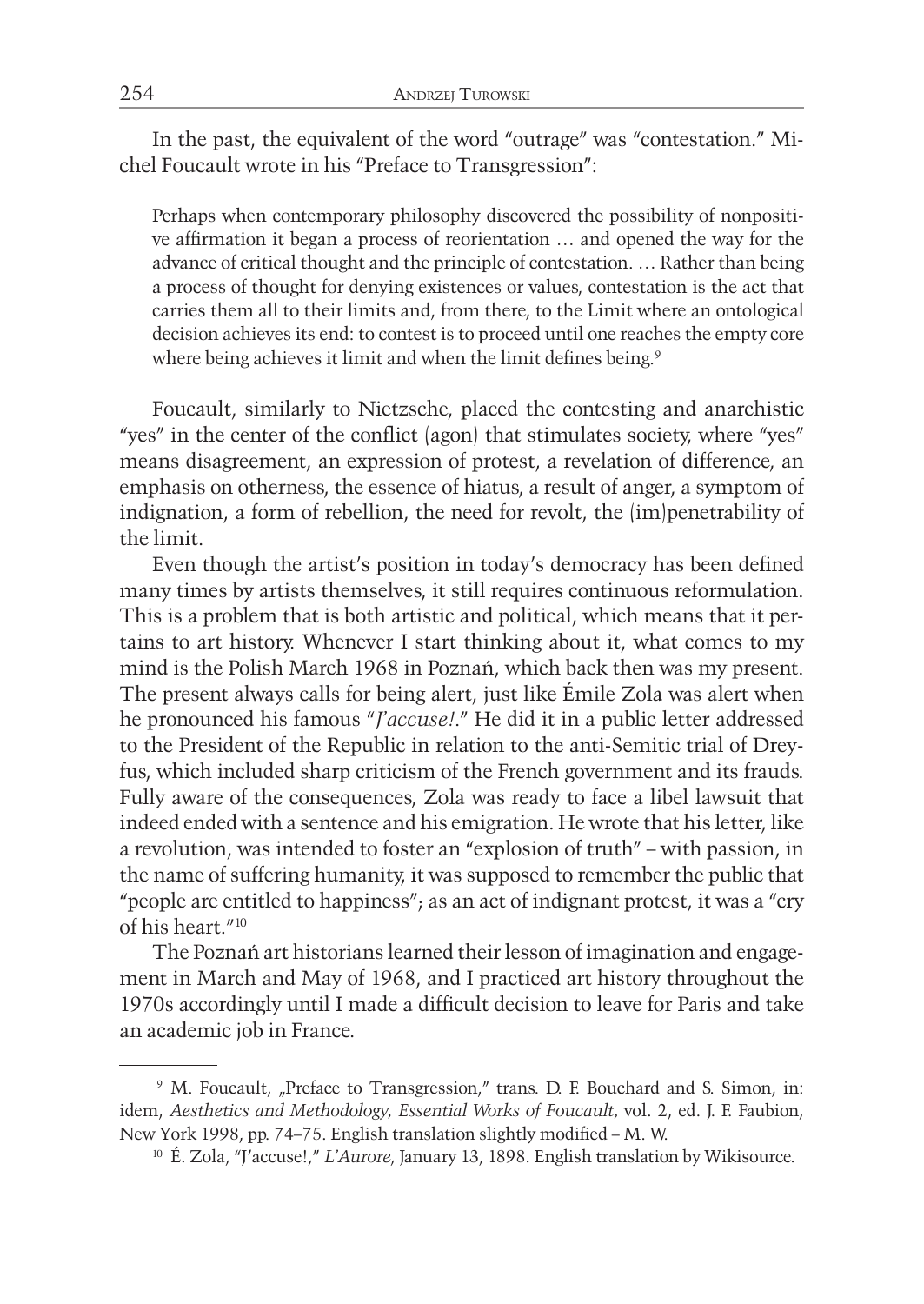In the past, the equivalent of the word "outrage" was "contestation." Michel Foucault wrote in his "Preface to Transgression":

> Perhaps when contemporary philosophy discovered the possibility of nonpositive affirmation it began a process of reorientation … and opened the way for the advance of critical thought and the principle of contestation. … Rather than being a process of thought for denying existences or values, contestation is the act that carries them all to their limits and, from there, to the Limit where an ontological decision achieves its end: to contest is to proceed until one reaches the empty core where being achieves it limit and when the limit defines being.[9]

Foucault, similarly to Nietzsche, placed the contesting and anarchistic "yes" in the center of the conflict (agon) that stimulates society, where "yes" means disagreement, an expression of protest, a revelation of difference, an emphasis on otherness, the essence of hiatus, a result of anger, a symptom of indignation, a form of rebellion, the need for revolt, the (im)penetrability of the limit.

Even though the artist's position in today's democracy has been defined many times by artists themselves, it still requires continuous reformulation. This is a problem that is both artistic and political, which means that it pertains to art history. Whenever I start thinking about it, what comes to my mind is the Polish March 1968 in Poznań, which back then was my present. The present always calls for being alert, just like Émile Zola was alert when he pronounced his famous "*J'accuse!*." He did it in a public letter addressed to the President of the Republic in relation to the anti-Semitic trial of Dreyfus, which included sharp criticism of the French government and its frauds. Fully aware of the consequences, Zola was ready to face a libel lawsuit that indeed ended with a sentence and his emigration. He wrote that his letter, like a revolution, was intended to foster an "explosion of truth" – with passion, in the name of suffering humanity, it was supposed to remember the public that "people are entitled to happiness"; as an act of indignant protest, it was a "cry of his heart."[10]

The Poznań art historians learned their lesson of imagination and engagement in March and May of 1968, and I practiced art history throughout the 1970s accordingly until I made a difficult decision to leave for Paris and take an academic job in France.

---

[9] M. Foucault, „Preface to Transgression," trans. D. F. Bouchard and S. Simon, in: idem, *Aesthetics and Methodology, Essential Works of Foucault,* vol. 2, ed. J. F. Faubion, New York 1998, pp. 74–75. English translation slightly modified – M. W.

[10] É. Zola, "J'accuse!," *L'Aurore*, January 13, 1898. English translation by Wikisource.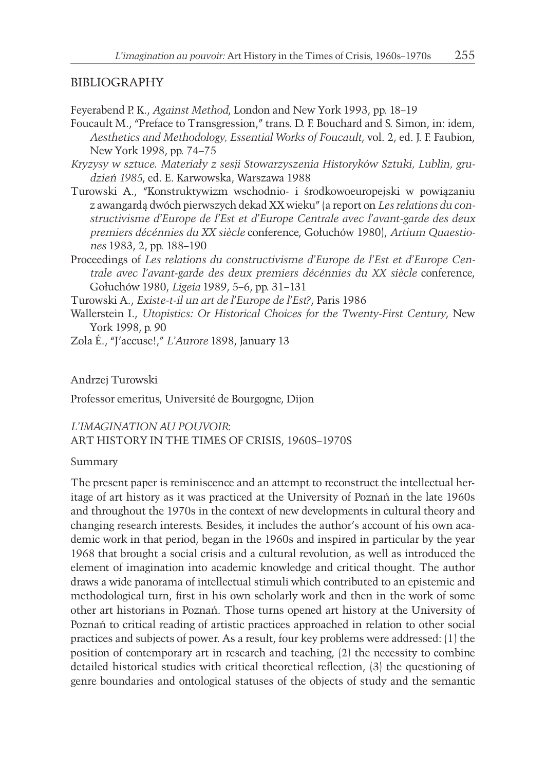## BIBLIOGRAPHY

Feyerabend P. K., *Against Method*, London and New York 1993, pp. 18–19

Foucault M., "Preface to Transgression," trans. D. F. Bouchard and S. Simon, in: idem, *Aesthetics and Methodology, Essential Works of Foucault*, vol. 2, ed. J. F. Faubion, New York 1998, pp. 74–75

*Kryzysy w sztuce. Materiały z sesji Stowarzyszenia Historyków Sztuki, Lublin, grudzień 1985*, ed. E. Karwowska, Warszawa 1988

Turowski A., "Konstruktywizm wschodnio- i środkowoeuropejski w powiązaniu z awangardą dwóch pierwszych dekad XX wieku" (a report on *Les relations du constructivisme d'Europe de l'Est et d'Europe Centrale avec l'avant-garde des deux premiers décénnies du XX siècle* conference, Gołuchów 1980), *Artium Quaestiones* 1983, 2, pp. 188–190

Proceedings of *Les relations du constructivisme d'Europe de l'Est et d'Europe Centrale avec l'avant-garde des deux premiers décénnies du XX siècle* conference, Gołuchów 1980, *Ligeia* 1989, 5–6, pp. 31–131

Turowski A., *Existe-t-il un art de l'Europe de l'Est?*, Paris 1986

Wallerstein I., *Utopistics: Or Historical Choices for the Twenty-First Century*, New York 1998, p. 90

Zola É., "J'accuse!," *L'Aurore* 1898, January 13

Andrzej Turowski

Professor emeritus, Université de Bourgogne, Dijon

*L'IMAGINATION AU POUVOIR*:
ART HISTORY IN THE TIMES OF CRISIS, 1960S–1970S

Summary

The present paper is reminiscence and an attempt to reconstruct the intellectual heritage of art history as it was practiced at the University of Poznań in the late 1960s and throughout the 1970s in the context of new developments in cultural theory and changing research interests. Besides, it includes the author's account of his own academic work in that period, began in the 1960s and inspired in particular by the year 1968 that brought a social crisis and a cultural revolution, as well as introduced the element of imagination into academic knowledge and critical thought. The author draws a wide panorama of intellectual stimuli which contributed to an epistemic and methodological turn, first in his own scholarly work and then in the work of some other art historians in Poznań. Those turns opened art history at the University of Poznań to critical reading of artistic practices approached in relation to other social practices and subjects of power. As a result, four key problems were addressed: (1) the position of contemporary art in research and teaching, (2) the necessity to combine detailed historical studies with critical theoretical reflection, (3) the questioning of genre boundaries and ontological statuses of the objects of study and the semantic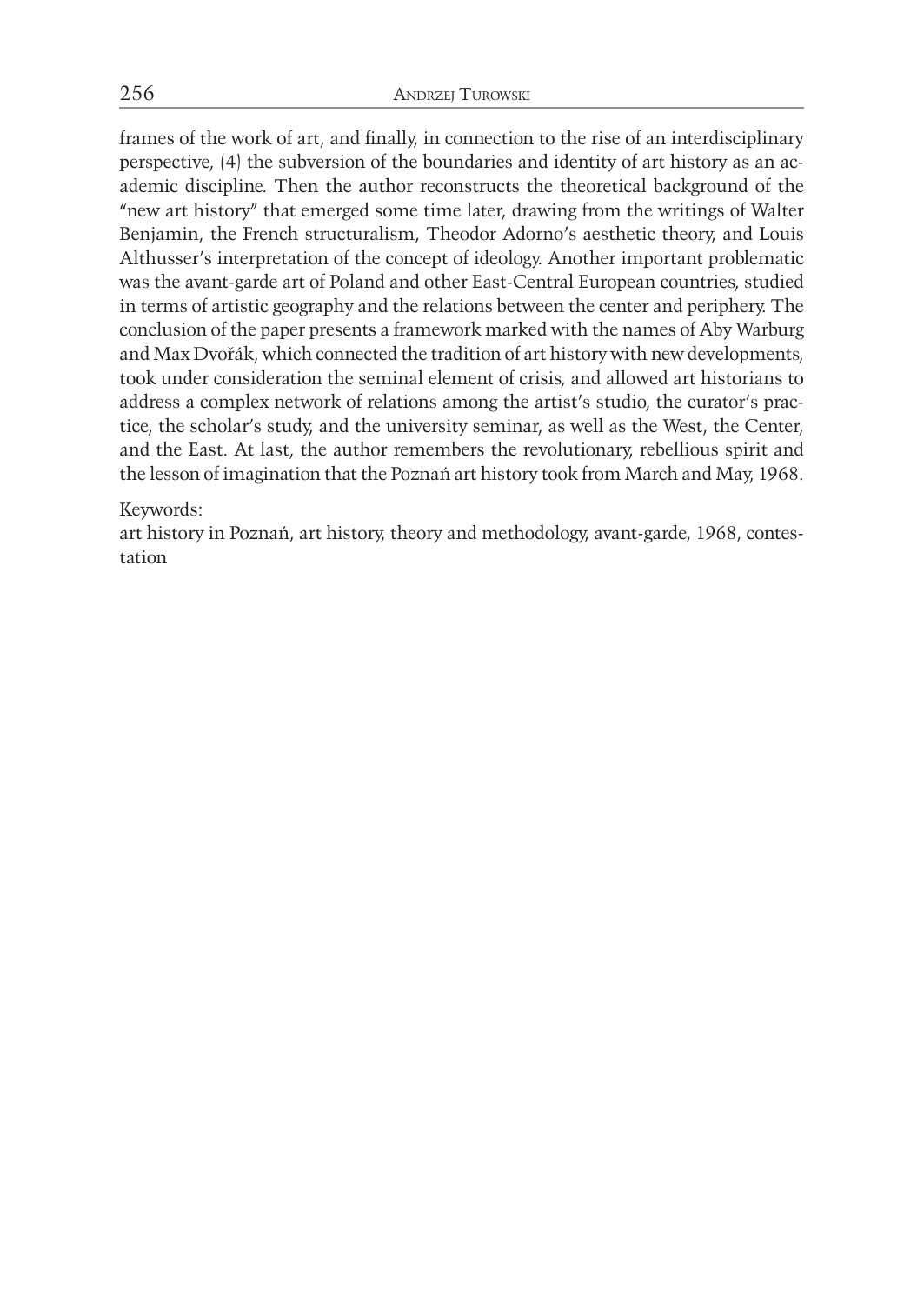frames of the work of art, and finally, in connection to the rise of an interdisciplinary perspective, (4) the subversion of the boundaries and identity of art history as an academic discipline. Then the author reconstructs the theoretical background of the "new art history" that emerged some time later, drawing from the writings of Walter Benjamin, the French structuralism, Theodor Adorno's aesthetic theory, and Louis Althusser's interpretation of the concept of ideology. Another important problematic was the avant-garde art of Poland and other East-Central European countries, studied in terms of artistic geography and the relations between the center and periphery. The conclusion of the paper presents a framework marked with the names of Aby Warburg and Max Dvořák, which connected the tradition of art history with new developments, took under consideration the seminal element of crisis, and allowed art historians to address a complex network of relations among the artist's studio, the curator's practice, the scholar's study, and the university seminar, as well as the West, the Center, and the East. At last, the author remembers the revolutionary, rebellious spirit and the lesson of imagination that the Poznań art history took from March and May, 1968.

Keywords:
art history in Poznań, art history, theory and methodology, avant-garde, 1968, contestation